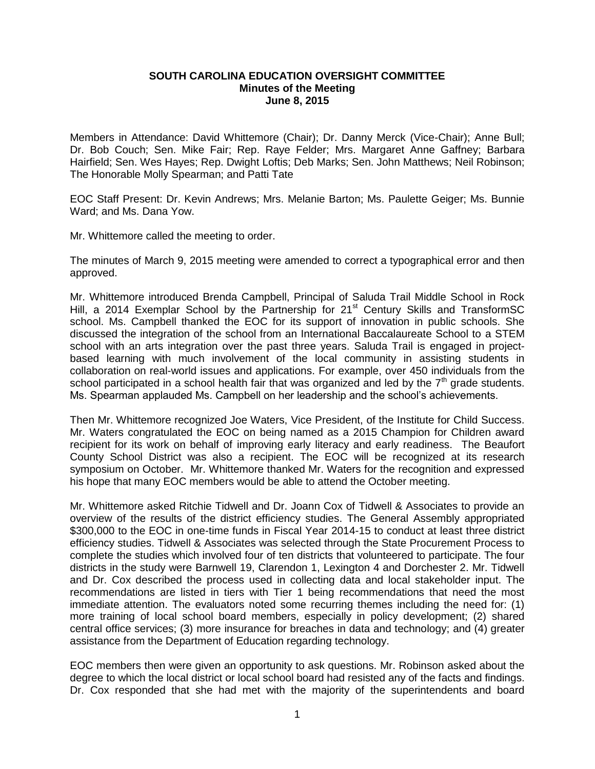**SOUTH CAROLINA EDUCATION OVERSIGHT COMMITTEE**
**Minutes of the Meeting**
**June 8, 2015**

Members in Attendance: David Whittemore (Chair); Dr. Danny Merck (Vice-Chair); Anne Bull; Dr. Bob Couch; Sen. Mike Fair; Rep. Raye Felder; Mrs. Margaret Anne Gaffney; Barbara Hairfield; Sen. Wes Hayes; Rep. Dwight Loftis; Deb Marks; Sen. John Matthews; Neil Robinson; The Honorable Molly Spearman; and Patti Tate

EOC Staff Present: Dr. Kevin Andrews; Mrs. Melanie Barton; Ms. Paulette Geiger; Ms. Bunnie Ward; and Ms. Dana Yow.

Mr. Whittemore called the meeting to order.

The minutes of March 9, 2015 meeting were amended to correct a typographical error and then approved.

Mr. Whittemore introduced Brenda Campbell, Principal of Saluda Trail Middle School in Rock Hill, a 2014 Exemplar School by the Partnership for 21st Century Skills and TransformSC school. Ms. Campbell thanked the EOC for its support of innovation in public schools. She discussed the integration of the school from an International Baccalaureate School to a STEM school with an arts integration over the past three years. Saluda Trail is engaged in project-based learning with much involvement of the local community in assisting students in collaboration on real-world issues and applications. For example, over 450 individuals from the school participated in a school health fair that was organized and led by the 7th grade students. Ms. Spearman applauded Ms. Campbell on her leadership and the school's achievements.

Then Mr. Whittemore recognized Joe Waters, Vice President, of the Institute for Child Success. Mr. Waters congratulated the EOC on being named as a 2015 Champion for Children award recipient for its work on behalf of improving early literacy and early readiness. The Beaufort County School District was also a recipient. The EOC will be recognized at its research symposium on October. Mr. Whittemore thanked Mr. Waters for the recognition and expressed his hope that many EOC members would be able to attend the October meeting.

Mr. Whittemore asked Ritchie Tidwell and Dr. Joann Cox of Tidwell & Associates to provide an overview of the results of the district efficiency studies. The General Assembly appropriated $300,000 to the EOC in one-time funds in Fiscal Year 2014-15 to conduct at least three district efficiency studies. Tidwell & Associates was selected through the State Procurement Process to complete the studies which involved four of ten districts that volunteered to participate. The four districts in the study were Barnwell 19, Clarendon 1, Lexington 4 and Dorchester 2. Mr. Tidwell and Dr. Cox described the process used in collecting data and local stakeholder input. The recommendations are listed in tiers with Tier 1 being recommendations that need the most immediate attention. The evaluators noted some recurring themes including the need for: (1) more training of local school board members, especially in policy development; (2) shared central office services; (3) more insurance for breaches in data and technology; and (4) greater assistance from the Department of Education regarding technology.

EOC members then were given an opportunity to ask questions. Mr. Robinson asked about the degree to which the local district or local school board had resisted any of the facts and findings. Dr. Cox responded that she had met with the majority of the superintendents and board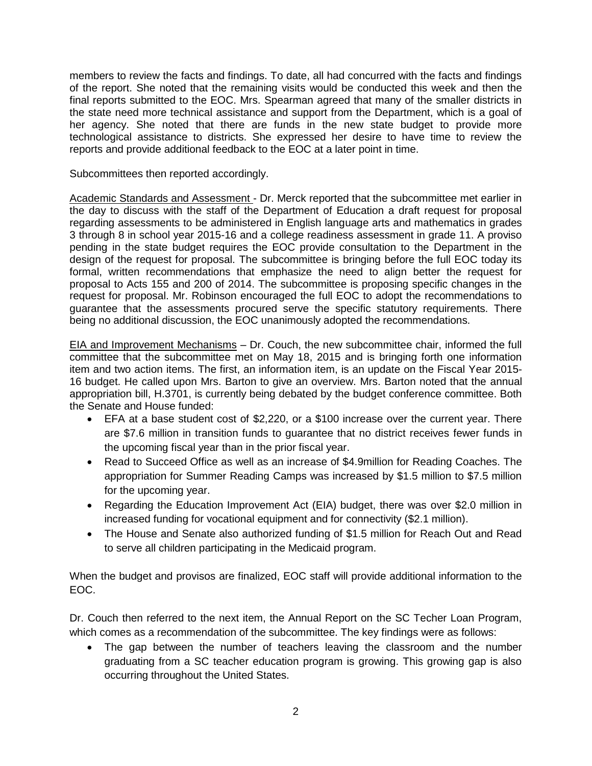members to review the facts and findings. To date, all had concurred with the facts and findings of the report. She noted that the remaining visits would be conducted this week and then the final reports submitted to the EOC. Mrs. Spearman agreed that many of the smaller districts in the state need more technical assistance and support from the Department, which is a goal of her agency. She noted that there are funds in the new state budget to provide more technological assistance to districts. She expressed her desire to have time to review the reports and provide additional feedback to the EOC at a later point in time.

Subcommittees then reported accordingly.

Academic Standards and Assessment - Dr. Merck reported that the subcommittee met earlier in the day to discuss with the staff of the Department of Education a draft request for proposal regarding assessments to be administered in English language arts and mathematics in grades 3 through 8 in school year 2015-16 and a college readiness assessment in grade 11. A proviso pending in the state budget requires the EOC provide consultation to the Department in the design of the request for proposal. The subcommittee is bringing before the full EOC today its formal, written recommendations that emphasize the need to align better the request for proposal to Acts 155 and 200 of 2014. The subcommittee is proposing specific changes in the request for proposal. Mr. Robinson encouraged the full EOC to adopt the recommendations to guarantee that the assessments procured serve the specific statutory requirements. There being no additional discussion, the EOC unanimously adopted the recommendations.

EIA and Improvement Mechanisms – Dr. Couch, the new subcommittee chair, informed the full committee that the subcommittee met on May 18, 2015 and is bringing forth one information item and two action items. The first, an information item, is an update on the Fiscal Year 2015-16 budget. He called upon Mrs. Barton to give an overview. Mrs. Barton noted that the annual appropriation bill, H.3701, is currently being debated by the budget conference committee. Both the Senate and House funded:

- EFA at a base student cost of $2,220, or a $100 increase over the current year. There are $7.6 million in transition funds to guarantee that no district receives fewer funds in the upcoming fiscal year than in the prior fiscal year.
- Read to Succeed Office as well as an increase of $4.9million for Reading Coaches. The appropriation for Summer Reading Camps was increased by $1.5 million to $7.5 million for the upcoming year.
- Regarding the Education Improvement Act (EIA) budget, there was over $2.0 million in increased funding for vocational equipment and for connectivity ($2.1 million).
- The House and Senate also authorized funding of $1.5 million for Reach Out and Read to serve all children participating in the Medicaid program.

When the budget and provisos are finalized, EOC staff will provide additional information to the EOC.

Dr. Couch then referred to the next item, the Annual Report on the SC Techer Loan Program, which comes as a recommendation of the subcommittee. The key findings were as follows:

- The gap between the number of teachers leaving the classroom and the number graduating from a SC teacher education program is growing. This growing gap is also occurring throughout the United States.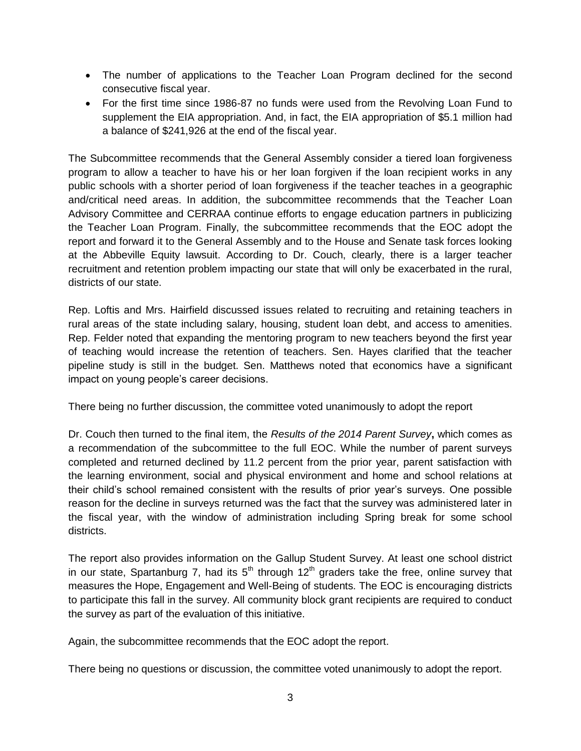- The number of applications to the Teacher Loan Program declined for the second consecutive fiscal year.
- For the first time since 1986-87 no funds were used from the Revolving Loan Fund to supplement the EIA appropriation. And, in fact, the EIA appropriation of $5.1 million had a balance of $241,926 at the end of the fiscal year.

The Subcommittee recommends that the General Assembly consider a tiered loan forgiveness program to allow a teacher to have his or her loan forgiven if the loan recipient works in any public schools with a shorter period of loan forgiveness if the teacher teaches in a geographic and/critical need areas. In addition, the subcommittee recommends that the Teacher Loan Advisory Committee and CERRAA continue efforts to engage education partners in publicizing the Teacher Loan Program. Finally, the subcommittee recommends that the EOC adopt the report and forward it to the General Assembly and to the House and Senate task forces looking at the Abbeville Equity lawsuit. According to Dr. Couch, clearly, there is a larger teacher recruitment and retention problem impacting our state that will only be exacerbated in the rural, districts of our state.

Rep. Loftis and Mrs. Hairfield discussed issues related to recruiting and retaining teachers in rural areas of the state including salary, housing, student loan debt, and access to amenities. Rep. Felder noted that expanding the mentoring program to new teachers beyond the first year of teaching would increase the retention of teachers. Sen. Hayes clarified that the teacher pipeline study is still in the budget. Sen. Matthews noted that economics have a significant impact on young people's career decisions.

There being no further discussion, the committee voted unanimously to adopt the report

Dr. Couch then turned to the final item, the *Results of the 2014 Parent Survey*, which comes as a recommendation of the subcommittee to the full EOC. While the number of parent surveys completed and returned declined by 11.2 percent from the prior year, parent satisfaction with the learning environment, social and physical environment and home and school relations at their child's school remained consistent with the results of prior year's surveys. One possible reason for the decline in surveys returned was the fact that the survey was administered later in the fiscal year, with the window of administration including Spring break for some school districts.

The report also provides information on the Gallup Student Survey. At least one school district in our state, Spartanburg 7, had its 5th through 12th graders take the free, online survey that measures the Hope, Engagement and Well-Being of students. The EOC is encouraging districts to participate this fall in the survey. All community block grant recipients are required to conduct the survey as part of the evaluation of this initiative.

Again, the subcommittee recommends that the EOC adopt the report.

There being no questions or discussion, the committee voted unanimously to adopt the report.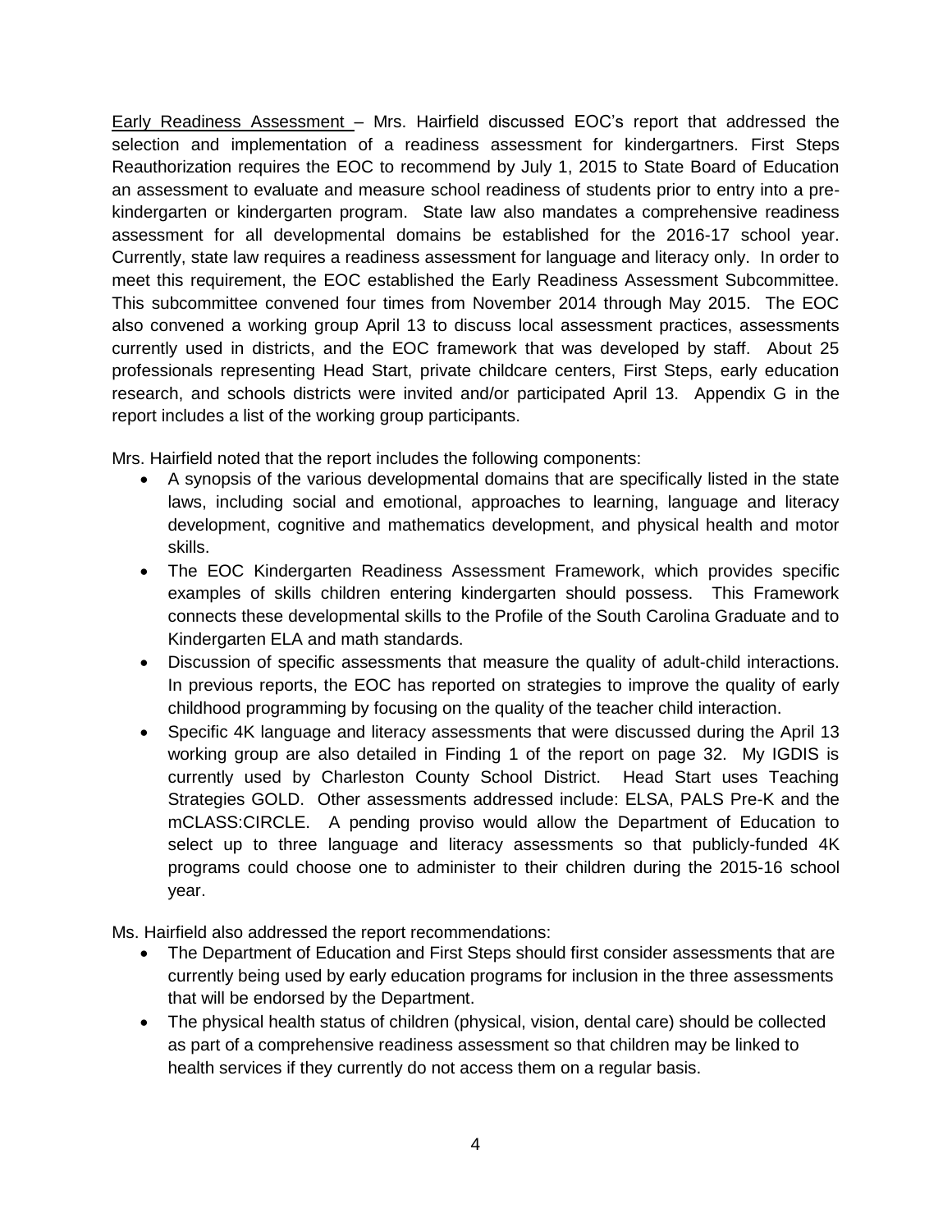Early Readiness Assessment – Mrs. Hairfield discussed EOC's report that addressed the selection and implementation of a readiness assessment for kindergartners. First Steps Reauthorization requires the EOC to recommend by July 1, 2015 to State Board of Education an assessment to evaluate and measure school readiness of students prior to entry into a pre-kindergarten or kindergarten program. State law also mandates a comprehensive readiness assessment for all developmental domains be established for the 2016-17 school year. Currently, state law requires a readiness assessment for language and literacy only. In order to meet this requirement, the EOC established the Early Readiness Assessment Subcommittee. This subcommittee convened four times from November 2014 through May 2015. The EOC also convened a working group April 13 to discuss local assessment practices, assessments currently used in districts, and the EOC framework that was developed by staff. About 25 professionals representing Head Start, private childcare centers, First Steps, early education research, and schools districts were invited and/or participated April 13. Appendix G in the report includes a list of the working group participants.

Mrs. Hairfield noted that the report includes the following components:

- A synopsis of the various developmental domains that are specifically listed in the state laws, including social and emotional, approaches to learning, language and literacy development, cognitive and mathematics development, and physical health and motor skills.
- The EOC Kindergarten Readiness Assessment Framework, which provides specific examples of skills children entering kindergarten should possess. This Framework connects these developmental skills to the Profile of the South Carolina Graduate and to Kindergarten ELA and math standards.
- Discussion of specific assessments that measure the quality of adult-child interactions. In previous reports, the EOC has reported on strategies to improve the quality of early childhood programming by focusing on the quality of the teacher child interaction.
- Specific 4K language and literacy assessments that were discussed during the April 13 working group are also detailed in Finding 1 of the report on page 32. My IGDIS is currently used by Charleston County School District. Head Start uses Teaching Strategies GOLD. Other assessments addressed include: ELSA, PALS Pre-K and the mCLASS:CIRCLE. A pending proviso would allow the Department of Education to select up to three language and literacy assessments so that publicly-funded 4K programs could choose one to administer to their children during the 2015-16 school year.

Ms. Hairfield also addressed the report recommendations:

- The Department of Education and First Steps should first consider assessments that are currently being used by early education programs for inclusion in the three assessments that will be endorsed by the Department.
- The physical health status of children (physical, vision, dental care) should be collected as part of a comprehensive readiness assessment so that children may be linked to health services if they currently do not access them on a regular basis.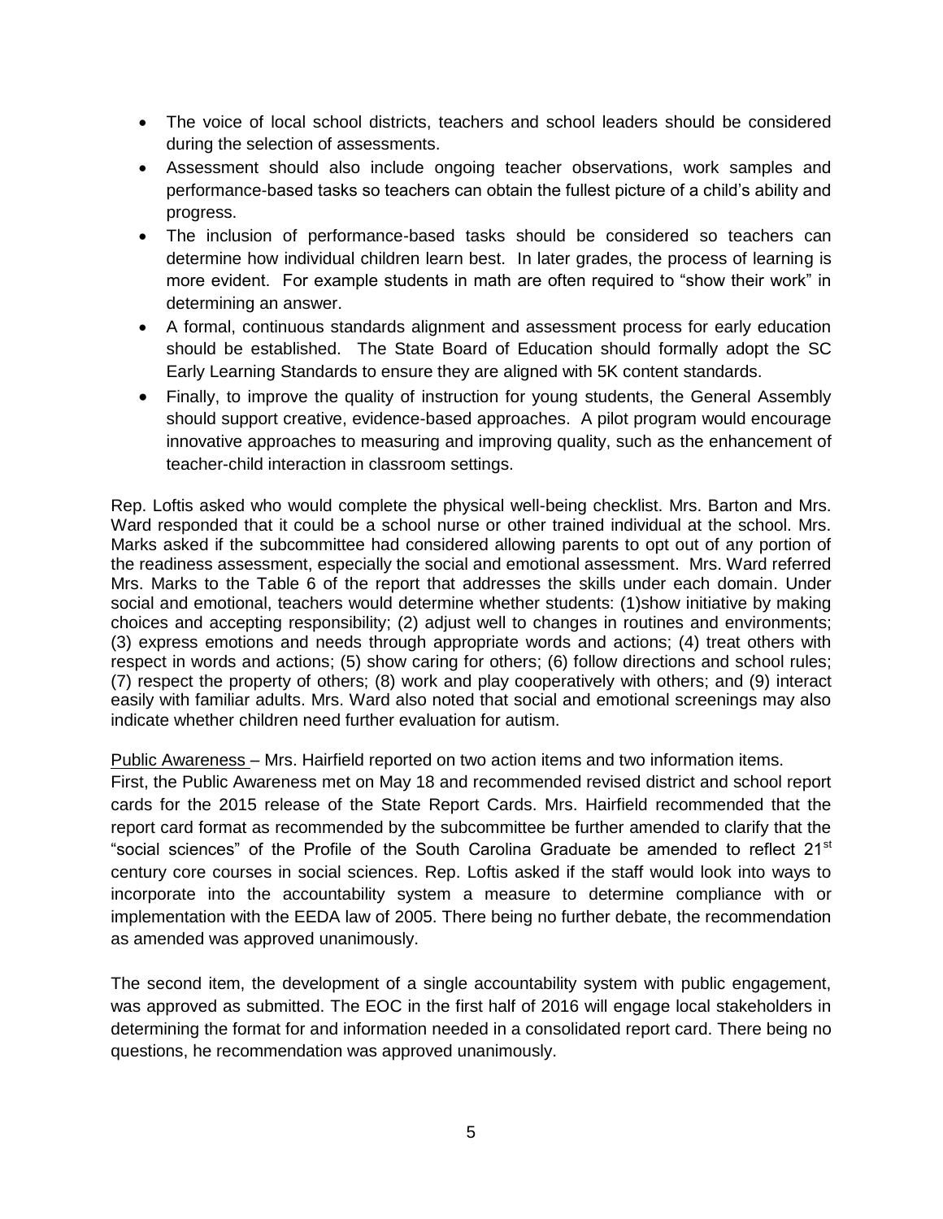- The voice of local school districts, teachers and school leaders should be considered during the selection of assessments.
- Assessment should also include ongoing teacher observations, work samples and performance-based tasks so teachers can obtain the fullest picture of a child's ability and progress.
- The inclusion of performance-based tasks should be considered so teachers can determine how individual children learn best. In later grades, the process of learning is more evident. For example students in math are often required to "show their work" in determining an answer.
- A formal, continuous standards alignment and assessment process for early education should be established. The State Board of Education should formally adopt the SC Early Learning Standards to ensure they are aligned with 5K content standards.
- Finally, to improve the quality of instruction for young students, the General Assembly should support creative, evidence-based approaches. A pilot program would encourage innovative approaches to measuring and improving quality, such as the enhancement of teacher-child interaction in classroom settings.

Rep. Loftis asked who would complete the physical well-being checklist. Mrs. Barton and Mrs. Ward responded that it could be a school nurse or other trained individual at the school. Mrs. Marks asked if the subcommittee had considered allowing parents to opt out of any portion of the readiness assessment, especially the social and emotional assessment. Mrs. Ward referred Mrs. Marks to the Table 6 of the report that addresses the skills under each domain. Under social and emotional, teachers would determine whether students: (1)show initiative by making choices and accepting responsibility; (2) adjust well to changes in routines and environments; (3) express emotions and needs through appropriate words and actions; (4) treat others with respect in words and actions; (5) show caring for others; (6) follow directions and school rules; (7) respect the property of others; (8) work and play cooperatively with others; and (9) interact easily with familiar adults. Mrs. Ward also noted that social and emotional screenings may also indicate whether children need further evaluation for autism.

Public Awareness – Mrs. Hairfield reported on two action items and two information items. First, the Public Awareness met on May 18 and recommended revised district and school report cards for the 2015 release of the State Report Cards. Mrs. Hairfield recommended that the report card format as recommended by the subcommittee be further amended to clarify that the "social sciences" of the Profile of the South Carolina Graduate be amended to reflect 21st century core courses in social sciences. Rep. Loftis asked if the staff would look into ways to incorporate into the accountability system a measure to determine compliance with or implementation with the EEDA law of 2005. There being no further debate, the recommendation as amended was approved unanimously.

The second item, the development of a single accountability system with public engagement, was approved as submitted. The EOC in the first half of 2016 will engage local stakeholders in determining the format for and information needed in a consolidated report card. There being no questions, he recommendation was approved unanimously.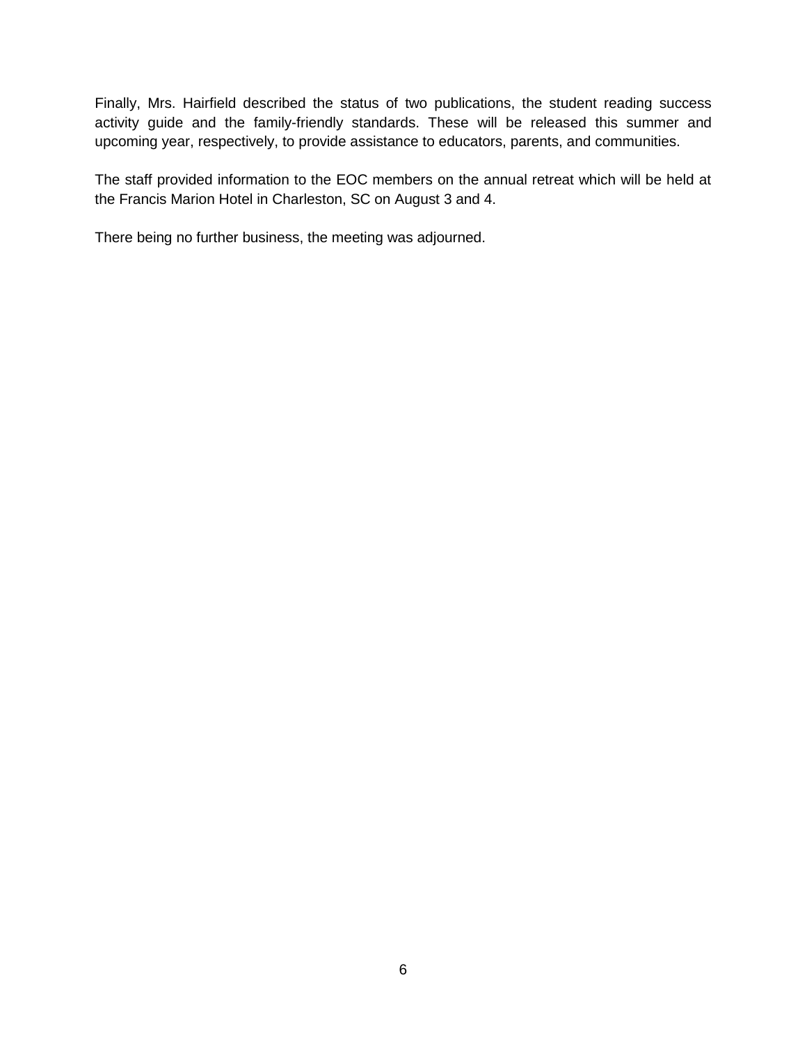Finally, Mrs. Hairfield described the status of two publications, the student reading success activity guide and the family-friendly standards. These will be released this summer and upcoming year, respectively, to provide assistance to educators, parents, and communities.

The staff provided information to the EOC members on the annual retreat which will be held at the Francis Marion Hotel in Charleston, SC on August 3 and 4.

There being no further business, the meeting was adjourned.